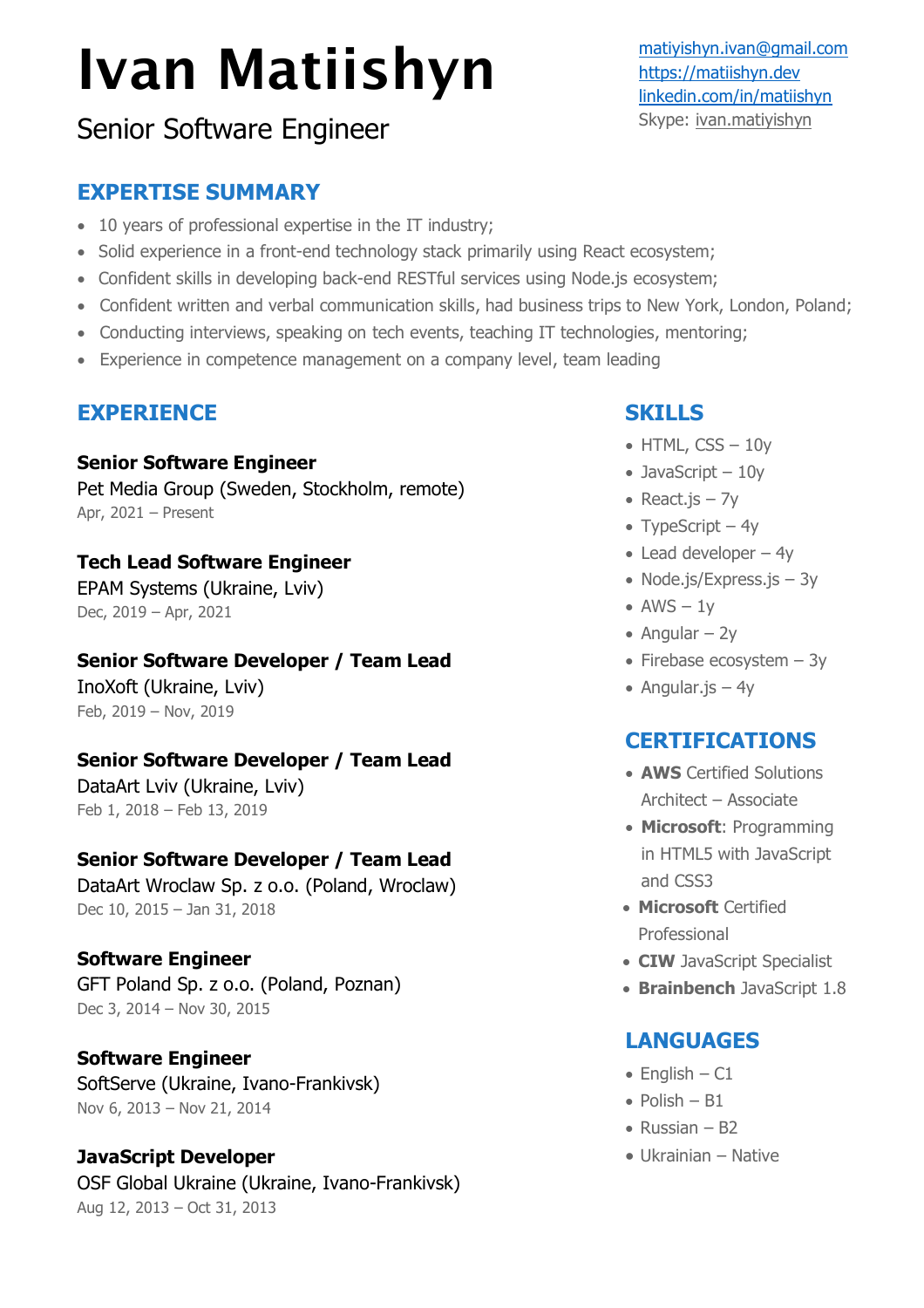# Ivan Matiishyn

Senior Software Engineer

matiyishyn.ivan@gmail.com
https://matiishyn.dev
linkedin.com/in/matiishyn
Skype: ivan.matiyishyn

## EXPERTISE SUMMARY

- 10 years of professional expertise in the IT industry;
- Solid experience in a front-end technology stack primarily using React ecosystem;
- Confident skills in developing back-end RESTful services using Node.js ecosystem;
- Confident written and verbal communication skills, had business trips to New York, London, Poland;
- Conducting interviews, speaking on tech events, teaching IT technologies, mentoring;
- Experience in competence management on a company level, team leading

## EXPERIENCE

**Senior Software Engineer**
Pet Media Group (Sweden, Stockholm, remote)
Apr, 2021 – Present

**Tech Lead Software Engineer**
EPAM Systems (Ukraine, Lviv)
Dec, 2019 – Apr, 2021

**Senior Software Developer / Team Lead**
InoXoft (Ukraine, Lviv)
Feb, 2019 – Nov, 2019

**Senior Software Developer / Team Lead**
DataArt Lviv (Ukraine, Lviv)
Feb 1, 2018 – Feb 13, 2019

**Senior Software Developer / Team Lead**
DataArt Wroclaw Sp. z o.o. (Poland, Wroclaw)
Dec 10, 2015 – Jan 31, 2018

**Software Engineer**
GFT Poland Sp. z o.o. (Poland, Poznan)
Dec 3, 2014 – Nov 30, 2015

**Software Engineer**
SoftServe (Ukraine, Ivano-Frankivsk)
Nov 6, 2013 – Nov 21, 2014

**JavaScript Developer**
OSF Global Ukraine (Ukraine, Ivano-Frankivsk)
Aug 12, 2013 – Oct 31, 2013

## SKILLS

- HTML, CSS – 10y
- JavaScript – 10y
- React.js – 7y
- TypeScript – 4y
- Lead developer – 4y
- Node.js/Express.js – 3y
- AWS – 1y
- Angular – 2y
- Firebase ecosystem – 3y
- Angular.js – 4y

## CERTIFICATIONS

- **AWS** Certified Solutions Architect – Associate
- **Microsoft**: Programming in HTML5 with JavaScript and CSS3
- **Microsoft** Certified Professional
- **CIW** JavaScript Specialist
- **Brainbench** JavaScript 1.8

## LANGUAGES

- English – C1
- Polish – B1
- Russian – B2
- Ukrainian – Native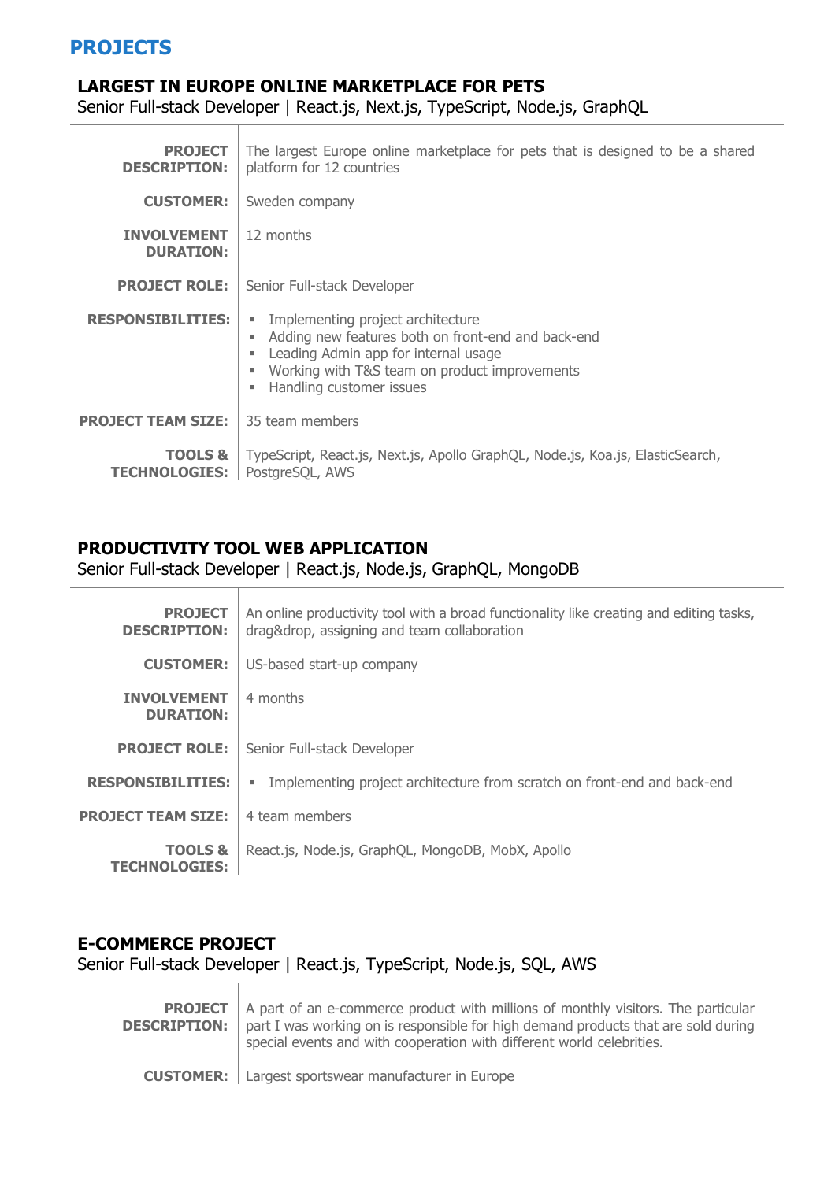## PROJECTS

### LARGEST IN EUROPE ONLINE MARKETPLACE FOR PETS

Senior Full-stack Developer | React.js, Next.js, TypeScript, Node.js, GraphQL

| | |
|---|---|
| **PROJECT DESCRIPTION:** | The largest Europe online marketplace for pets that is designed to be a shared platform for 12 countries |
| **CUSTOMER:** | Sweden company |
| **INVOLVEMENT DURATION:** | 12 months |
| **PROJECT ROLE:** | Senior Full-stack Developer |
| **RESPONSIBILITIES:** | ▪ Implementing project architecture<br>▪ Adding new features both on front-end and back-end<br>▪ Leading Admin app for internal usage<br>▪ Working with T&S team on product improvements<br>▪ Handling customer issues |
| **PROJECT TEAM SIZE:** | 35 team members |
| **TOOLS & TECHNOLOGIES:** | TypeScript, React.js, Next.js, Apollo GraphQL, Node.js, Koa.js, ElasticSearch, PostgreSQL, AWS |

### PRODUCTIVITY TOOL WEB APPLICATION

Senior Full-stack Developer | React.js, Node.js, GraphQL, MongoDB

| | |
|---|---|
| **PROJECT DESCRIPTION:** | An online productivity tool with a broad functionality like creating and editing tasks, drag&drop, assigning and team collaboration |
| **CUSTOMER:** | US-based start-up company |
| **INVOLVEMENT DURATION:** | 4 months |
| **PROJECT ROLE:** | Senior Full-stack Developer |
| **RESPONSIBILITIES:** | ▪ Implementing project architecture from scratch on front-end and back-end |
| **PROJECT TEAM SIZE:** | 4 team members |
| **TOOLS & TECHNOLOGIES:** | React.js, Node.js, GraphQL, MongoDB, MobX, Apollo |

### E-COMMERCE PROJECT

Senior Full-stack Developer | React.js, TypeScript, Node.js, SQL, AWS

| | |
|---|---|
| **PROJECT DESCRIPTION:** | A part of an e-commerce product with millions of monthly visitors. The particular part I was working on is responsible for high demand products that are sold during special events and with cooperation with different world celebrities. |
| **CUSTOMER:** | Largest sportswear manufacturer in Europe |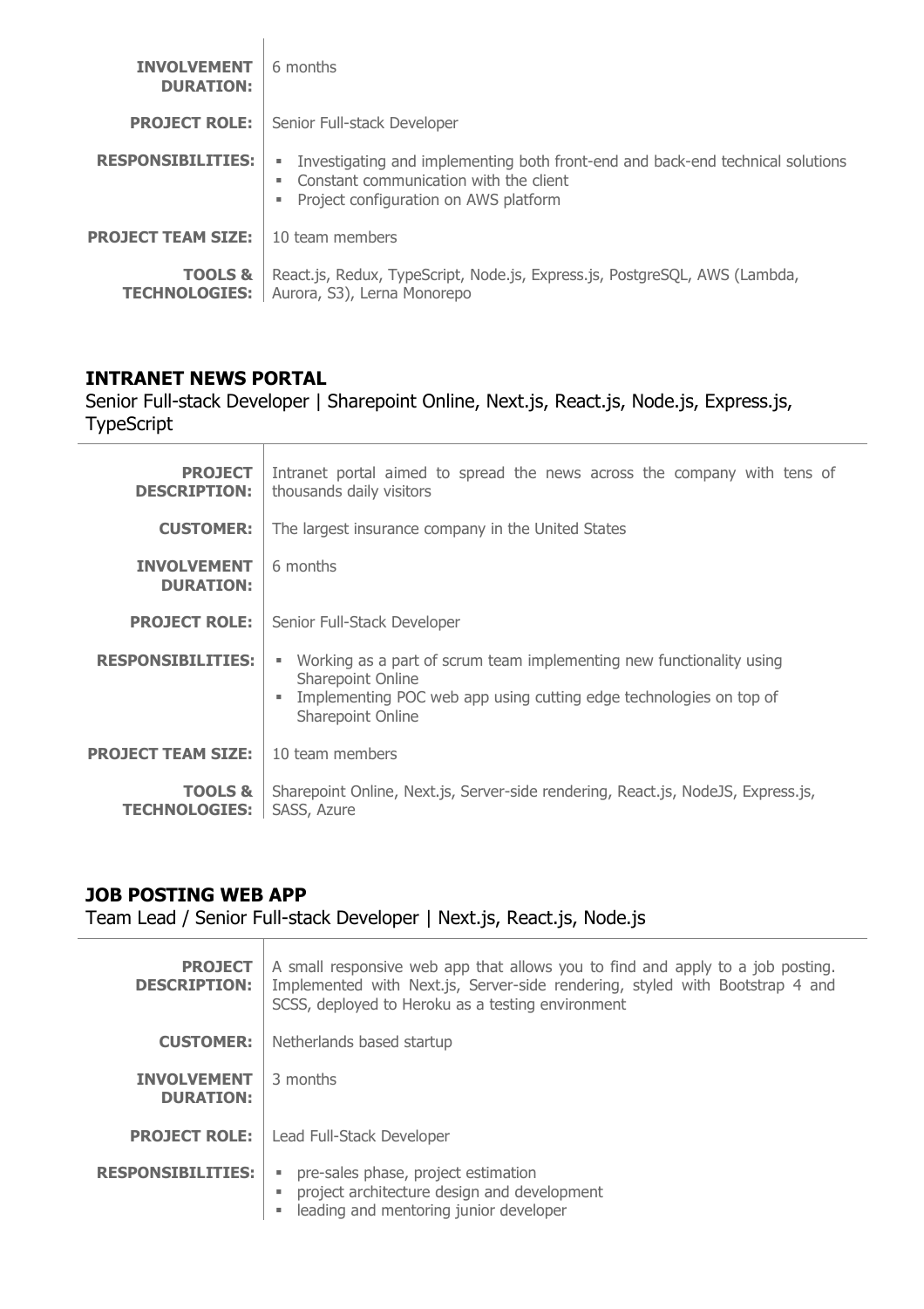| | |
|---|---|
| **INVOLVEMENT DURATION:** | 6 months |
| **PROJECT ROLE:** | Senior Full-stack Developer |
| **RESPONSIBILITIES:** | ▪ Investigating and implementing both front-end and back-end technical solutions<br>▪ Constant communication with the client<br>▪ Project configuration on AWS platform |
| **PROJECT TEAM SIZE:** | 10 team members |
| **TOOLS & TECHNOLOGIES:** | React.js, Redux, TypeScript, Node.js, Express.js, PostgreSQL, AWS (Lambda, Aurora, S3), Lerna Monorepo |

## INTRANET NEWS PORTAL

Senior Full-stack Developer | Sharepoint Online, Next.js, React.js, Node.js, Express.js, TypeScript

| | |
|---|---|
| **PROJECT DESCRIPTION:** | Intranet portal aimed to spread the news across the company with tens of thousands daily visitors |
| **CUSTOMER:** | The largest insurance company in the United States |
| **INVOLVEMENT DURATION:** | 6 months |
| **PROJECT ROLE:** | Senior Full-Stack Developer |
| **RESPONSIBILITIES:** | ▪ Working as a part of scrum team implementing new functionality using Sharepoint Online<br>▪ Implementing POC web app using cutting edge technologies on top of Sharepoint Online |
| **PROJECT TEAM SIZE:** | 10 team members |
| **TOOLS & TECHNOLOGIES:** | Sharepoint Online, Next.js, Server-side rendering, React.js, NodeJS, Express.js, SASS, Azure |

## JOB POSTING WEB APP

Team Lead / Senior Full-stack Developer | Next.js, React.js, Node.js

| | |
|---|---|
| **PROJECT DESCRIPTION:** | A small responsive web app that allows you to find and apply to a job posting. Implemented with Next.js, Server-side rendering, styled with Bootstrap 4 and SCSS, deployed to Heroku as a testing environment |
| **CUSTOMER:** | Netherlands based startup |
| **INVOLVEMENT DURATION:** | 3 months |
| **PROJECT ROLE:** | Lead Full-Stack Developer |
| **RESPONSIBILITIES:** | ▪ pre-sales phase, project estimation<br>▪ project architecture design and development<br>▪ leading and mentoring junior developer |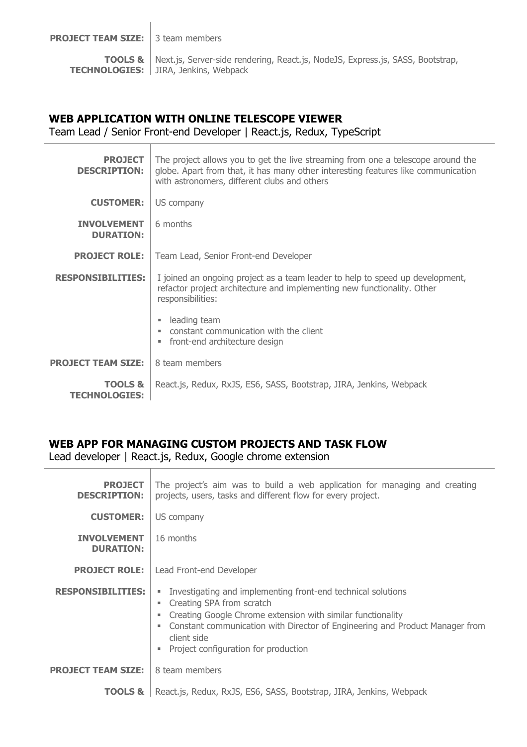| | |
|---|---|
| **PROJECT TEAM SIZE:** | 3 team members |
| **TOOLS & TECHNOLOGIES:** | Next.js, Server-side rendering, React.js, NodeJS, Express.js, SASS, Bootstrap, JIRA, Jenkins, Webpack |

## WEB APPLICATION WITH ONLINE TELESCOPE VIEWER

Team Lead / Senior Front-end Developer | React.js, Redux, TypeScript

| | |
|---|---|
| **PROJECT DESCRIPTION:** | The project allows you to get the live streaming from one a telescope around the globe. Apart from that, it has many other interesting features like communication with astronomers, different clubs and others |
| **CUSTOMER:** | US company |
| **INVOLVEMENT DURATION:** | 6 months |
| **PROJECT ROLE:** | Team Lead, Senior Front-end Developer |
| **RESPONSIBILITIES:** | I joined an ongoing project as a team leader to help to speed up development, refactor project architecture and implementing new functionality. Other responsibilities:<br>▪ leading team<br>▪ constant communication with the client<br>▪ front-end architecture design |
| **PROJECT TEAM SIZE:** | 8 team members |
| **TOOLS & TECHNOLOGIES:** | React.js, Redux, RxJS, ES6, SASS, Bootstrap, JIRA, Jenkins, Webpack |

## WEB APP FOR MANAGING CUSTOM PROJECTS AND TASK FLOW

Lead developer | React.js, Redux, Google chrome extension

| | |
|---|---|
| **PROJECT DESCRIPTION:** | The project's aim was to build a web application for managing and creating projects, users, tasks and different flow for every project. |
| **CUSTOMER:** | US company |
| **INVOLVEMENT DURATION:** | 16 months |
| **PROJECT ROLE:** | Lead Front-end Developer |
| **RESPONSIBILITIES:** | ▪ Investigating and implementing front-end technical solutions<br>▪ Creating SPA from scratch<br>▪ Creating Google Chrome extension with similar functionality<br>▪ Constant communication with Director of Engineering and Product Manager from client side<br>▪ Project configuration for production |
| **PROJECT TEAM SIZE:** | 8 team members |
| **TOOLS &** | React.js, Redux, RxJS, ES6, SASS, Bootstrap, JIRA, Jenkins, Webpack |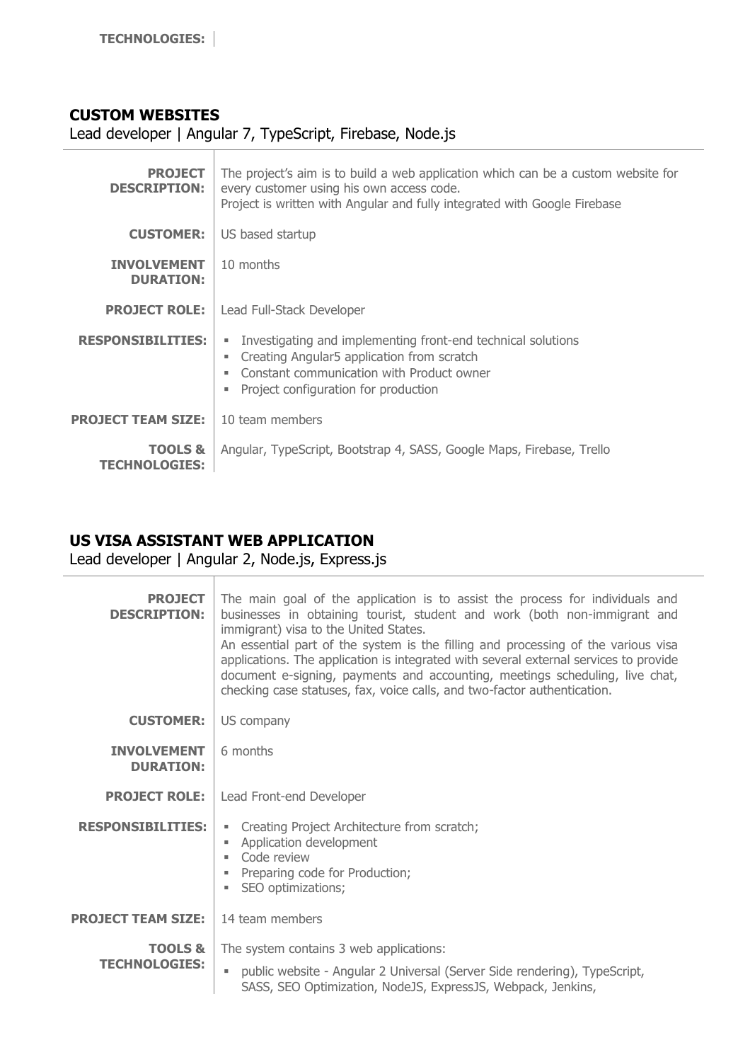| TECHNOLOGIES: | |
|---|---|

## CUSTOM WEBSITES

Lead developer | Angular 7, TypeScript, Firebase, Node.js

| | |
|---|---|
| **PROJECT DESCRIPTION:** | The project's aim is to build a web application which can be a custom website for every customer using his own access code.<br>Project is written with Angular and fully integrated with Google Firebase |
| **CUSTOMER:** | US based startup |
| **INVOLVEMENT DURATION:** | 10 months |
| **PROJECT ROLE:** | Lead Full-Stack Developer |
| **RESPONSIBILITIES:** | ▪ Investigating and implementing front-end technical solutions<br>▪ Creating Angular5 application from scratch<br>▪ Constant communication with Product owner<br>▪ Project configuration for production |
| **PROJECT TEAM SIZE:** | 10 team members |
| **TOOLS & TECHNOLOGIES:** | Angular, TypeScript, Bootstrap 4, SASS, Google Maps, Firebase, Trello |

## US VISA ASSISTANT WEB APPLICATION

Lead developer | Angular 2, Node.js, Express.js

| | |
|---|---|
| **PROJECT DESCRIPTION:** | The main goal of the application is to assist the process for individuals and businesses in obtaining tourist, student and work (both non-immigrant and immigrant) visa to the United States.<br>An essential part of the system is the filling and processing of the various visa applications. The application is integrated with several external services to provide document e-signing, payments and accounting, meetings scheduling, live chat, checking case statuses, fax, voice calls, and two-factor authentication. |
| **CUSTOMER:** | US company |
| **INVOLVEMENT DURATION:** | 6 months |
| **PROJECT ROLE:** | Lead Front-end Developer |
| **RESPONSIBILITIES:** | ▪ Creating Project Architecture from scratch;<br>▪ Application development<br>▪ Code review<br>▪ Preparing code for Production;<br>▪ SEO optimizations; |
| **PROJECT TEAM SIZE:** | 14 team members |
| **TOOLS & TECHNOLOGIES:** | The system contains 3 web applications:<br>▪ public website - Angular 2 Universal (Server Side rendering), TypeScript, SASS, SEO Optimization, NodeJS, ExpressJS, Webpack, Jenkins, |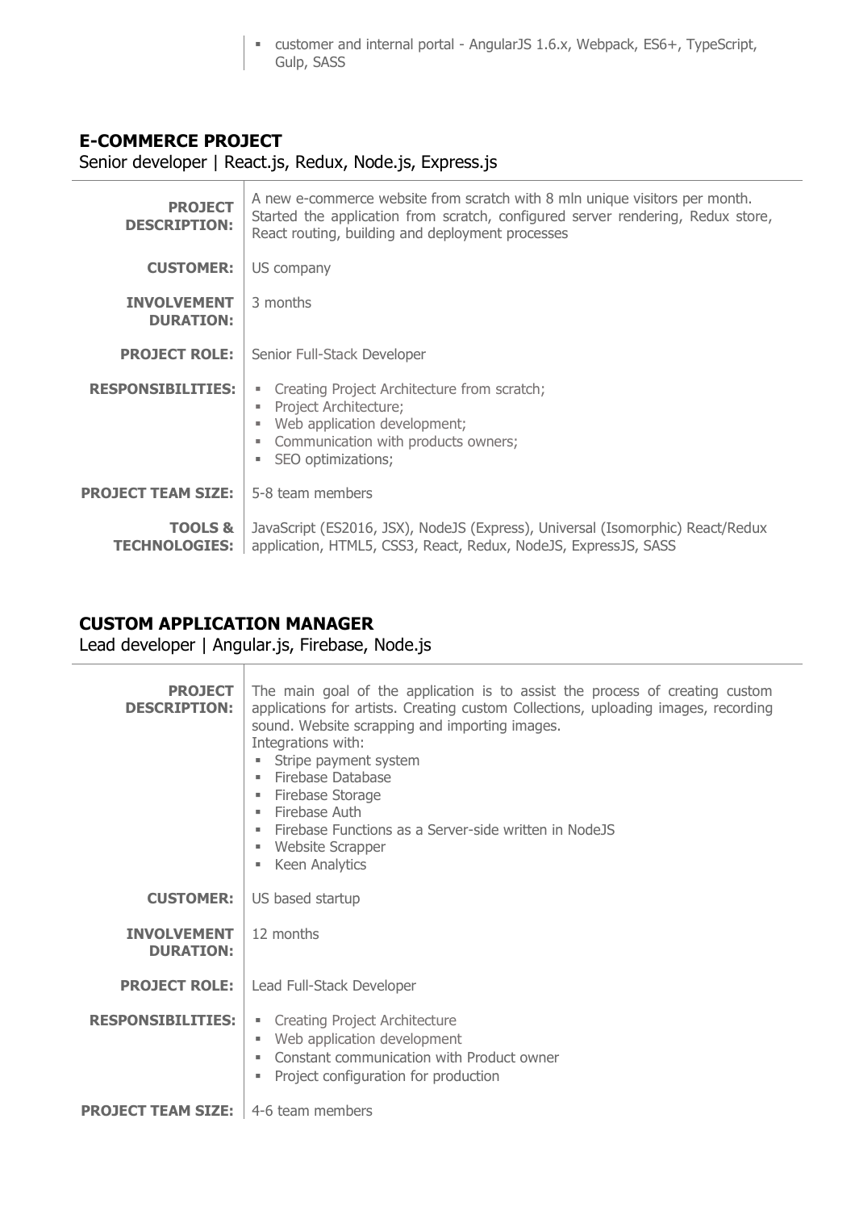- customer and internal portal - AngularJS 1.6.x, Webpack, ES6+, TypeScript, Gulp, SASS

## E-COMMERCE PROJECT

Senior developer | React.js, Redux, Node.js, Express.js

| | |
|---|---|
| **PROJECT DESCRIPTION:** | A new e-commerce website from scratch with 8 mln unique visitors per month. Started the application from scratch, configured server rendering, Redux store, React routing, building and deployment processes |
| **CUSTOMER:** | US company |
| **INVOLVEMENT DURATION:** | 3 months |
| **PROJECT ROLE:** | Senior Full-Stack Developer |
| **RESPONSIBILITIES:** | ▪ Creating Project Architecture from scratch;<br>▪ Project Architecture;<br>▪ Web application development;<br>▪ Communication with products owners;<br>▪ SEO optimizations; |
| **PROJECT TEAM SIZE:** | 5-8 team members |
| **TOOLS & TECHNOLOGIES:** | JavaScript (ES2016, JSX), NodeJS (Express), Universal (Isomorphic) React/Redux application, HTML5, CSS3, React, Redux, NodeJS, ExpressJS, SASS |

## CUSTOM APPLICATION MANAGER

Lead developer | Angular.js, Firebase, Node.js

| | |
|---|---|
| **PROJECT DESCRIPTION:** | The main goal of the application is to assist the process of creating custom applications for artists. Creating custom Collections, uploading images, recording sound. Website scrapping and importing images.<br>Integrations with:<br>▪ Stripe payment system<br>▪ Firebase Database<br>▪ Firebase Storage<br>▪ Firebase Auth<br>▪ Firebase Functions as a Server-side written in NodeJS<br>▪ Website Scrapper<br>▪ Keen Analytics |
| **CUSTOMER:** | US based startup |
| **INVOLVEMENT DURATION:** | 12 months |
| **PROJECT ROLE:** | Lead Full-Stack Developer |
| **RESPONSIBILITIES:** | ▪ Creating Project Architecture<br>▪ Web application development<br>▪ Constant communication with Product owner<br>▪ Project configuration for production |
| **PROJECT TEAM SIZE:** | 4-6 team members |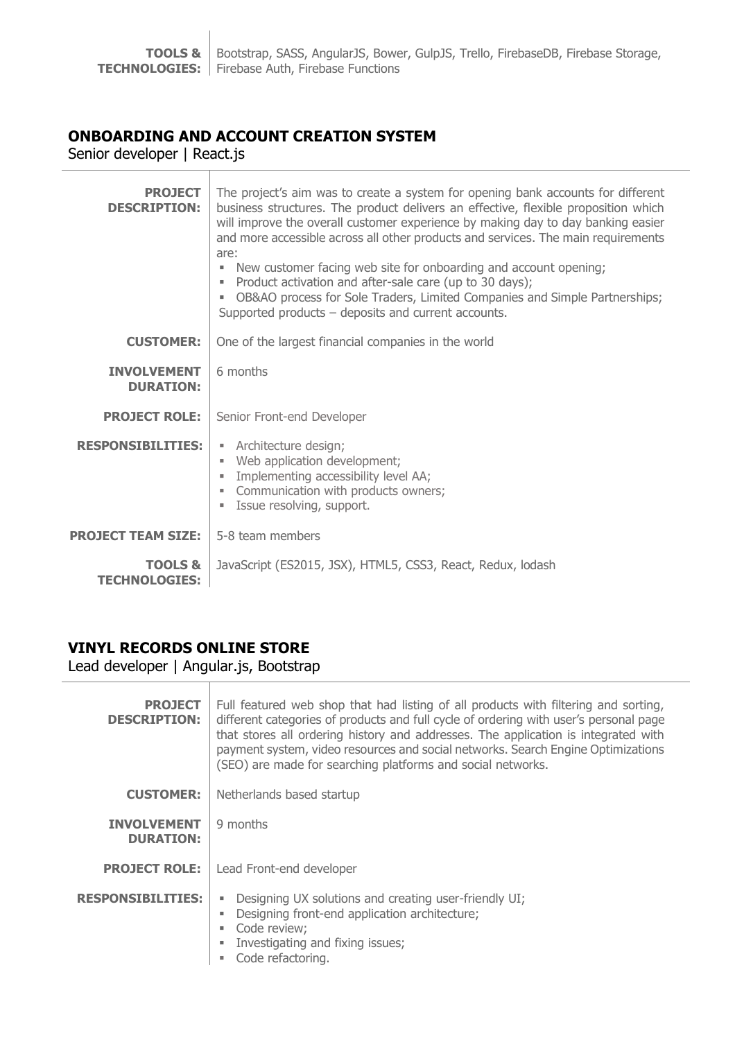| | |
|---|---|
| **TOOLS & TECHNOLOGIES:** | Bootstrap, SASS, AngularJS, Bower, GulpJS, Trello, FirebaseDB, Firebase Storage, Firebase Auth, Firebase Functions |

## ONBOARDING AND ACCOUNT CREATION SYSTEM

Senior developer | React.js

| | |
|---|---|
| **PROJECT DESCRIPTION:** | The project's aim was to create a system for opening bank accounts for different business structures. The product delivers an effective, flexible proposition which will improve the overall customer experience by making day to day banking easier and more accessible across all other products and services. The main requirements are:<br>▪ New customer facing web site for onboarding and account opening;<br>▪ Product activation and after-sale care (up to 30 days);<br>▪ OB&AO process for Sole Traders, Limited Companies and Simple Partnerships;<br>Supported products – deposits and current accounts. |
| **CUSTOMER:** | One of the largest financial companies in the world |
| **INVOLVEMENT DURATION:** | 6 months |
| **PROJECT ROLE:** | Senior Front-end Developer |
| **RESPONSIBILITIES:** | ▪ Architecture design;<br>▪ Web application development;<br>▪ Implementing accessibility level AA;<br>▪ Communication with products owners;<br>▪ Issue resolving, support. |
| **PROJECT TEAM SIZE:** | 5-8 team members |
| **TOOLS & TECHNOLOGIES:** | JavaScript (ES2015, JSX), HTML5, CSS3, React, Redux, lodash |

## VINYL RECORDS ONLINE STORE

Lead developer | Angular.js, Bootstrap

| | |
|---|---|
| **PROJECT DESCRIPTION:** | Full featured web shop that had listing of all products with filtering and sorting, different categories of products and full cycle of ordering with user's personal page that stores all ordering history and addresses. The application is integrated with payment system, video resources and social networks. Search Engine Optimizations (SEO) are made for searching platforms and social networks. |
| **CUSTOMER:** | Netherlands based startup |
| **INVOLVEMENT DURATION:** | 9 months |
| **PROJECT ROLE:** | Lead Front-end developer |
| **RESPONSIBILITIES:** | ▪ Designing UX solutions and creating user-friendly UI;<br>▪ Designing front-end application architecture;<br>▪ Code review;<br>▪ Investigating and fixing issues;<br>▪ Code refactoring. |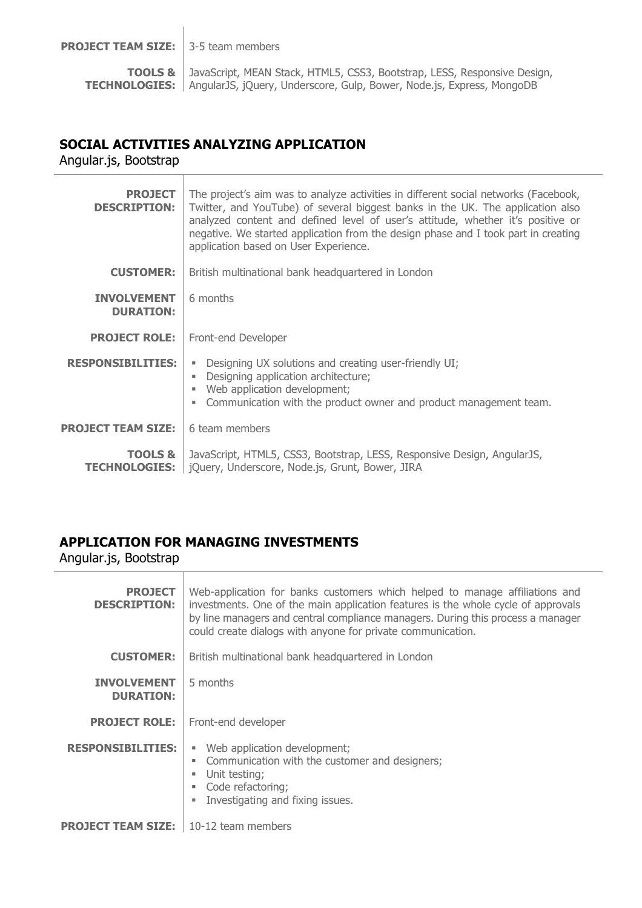| | |
|---|---|
| **PROJECT TEAM SIZE:** | 3-5 team members |
| **TOOLS & TECHNOLOGIES:** | JavaScript, MEAN Stack, HTML5, CSS3, Bootstrap, LESS, Responsive Design, AngularJS, jQuery, Underscore, Gulp, Bower, Node.js, Express, MongoDB |

## SOCIAL ACTIVITIES ANALYZING APPLICATION

Angular.js, Bootstrap

| | |
|---|---|
| **PROJECT DESCRIPTION:** | The project's aim was to analyze activities in different social networks (Facebook, Twitter, and YouTube) of several biggest banks in the UK. The application also analyzed content and defined level of user's attitude, whether it's positive or negative. We started application from the design phase and I took part in creating application based on User Experience. |
| **CUSTOMER:** | British multinational bank headquartered in London |
| **INVOLVEMENT DURATION:** | 6 months |
| **PROJECT ROLE:** | Front-end Developer |
| **RESPONSIBILITIES:** | ▪ Designing UX solutions and creating user-friendly UI;<br>▪ Designing application architecture;<br>▪ Web application development;<br>▪ Communication with the product owner and product management team. |
| **PROJECT TEAM SIZE:** | 6 team members |
| **TOOLS & TECHNOLOGIES:** | JavaScript, HTML5, CSS3, Bootstrap, LESS, Responsive Design, AngularJS, jQuery, Underscore, Node.js, Grunt, Bower, JIRA |

## APPLICATION FOR MANAGING INVESTMENTS

Angular.js, Bootstrap

| | |
|---|---|
| **PROJECT DESCRIPTION:** | Web-application for banks customers which helped to manage affiliations and investments. One of the main application features is the whole cycle of approvals by line managers and central compliance managers. During this process a manager could create dialogs with anyone for private communication. |
| **CUSTOMER:** | British multinational bank headquartered in London |
| **INVOLVEMENT DURATION:** | 5 months |
| **PROJECT ROLE:** | Front-end developer |
| **RESPONSIBILITIES:** | ▪ Web application development;<br>▪ Communication with the customer and designers;<br>▪ Unit testing;<br>▪ Code refactoring;<br>▪ Investigating and fixing issues. |
| **PROJECT TEAM SIZE:** | 10-12 team members |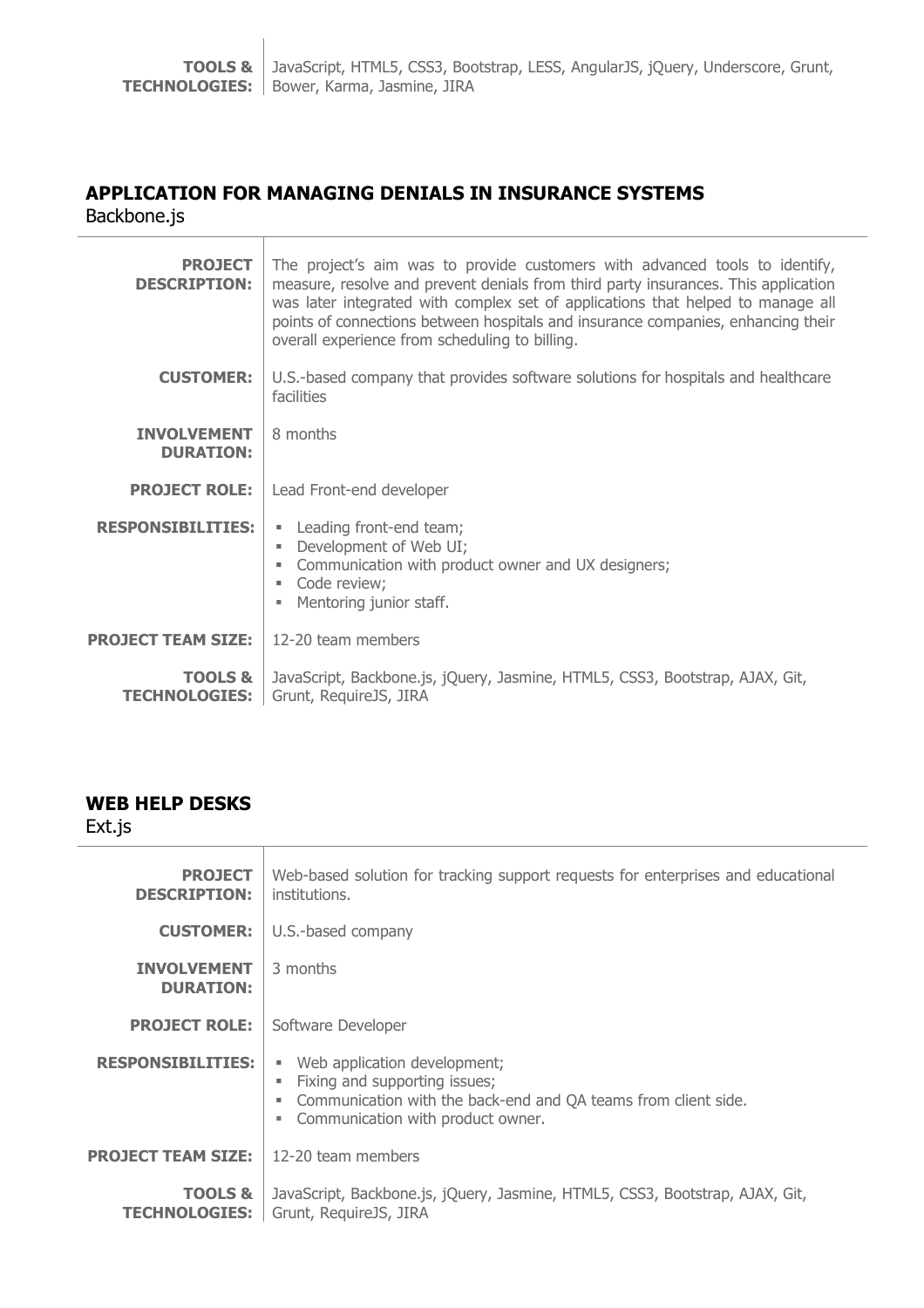| | |
|---|---|
| **TOOLS & TECHNOLOGIES:** | JavaScript, HTML5, CSS3, Bootstrap, LESS, AngularJS, jQuery, Underscore, Grunt, Bower, Karma, Jasmine, JIRA |

## APPLICATION FOR MANAGING DENIALS IN INSURANCE SYSTEMS

Backbone.js

| | |
|---|---|
| **PROJECT DESCRIPTION:** | The project's aim was to provide customers with advanced tools to identify, measure, resolve and prevent denials from third party insurances. This application was later integrated with complex set of applications that helped to manage all points of connections between hospitals and insurance companies, enhancing their overall experience from scheduling to billing. |
| **CUSTOMER:** | U.S.-based company that provides software solutions for hospitals and healthcare facilities |
| **INVOLVEMENT DURATION:** | 8 months |
| **PROJECT ROLE:** | Lead Front-end developer |
| **RESPONSIBILITIES:** | ▪ Leading front-end team;<br>▪ Development of Web UI;<br>▪ Communication with product owner and UX designers;<br>▪ Code review;<br>▪ Mentoring junior staff. |
| **PROJECT TEAM SIZE:** | 12-20 team members |
| **TOOLS & TECHNOLOGIES:** | JavaScript, Backbone.js, jQuery, Jasmine, HTML5, CSS3, Bootstrap, AJAX, Git, Grunt, RequireJS, JIRA |

## WEB HELP DESKS

Ext.js

| | |
|---|---|
| **PROJECT DESCRIPTION:** | Web-based solution for tracking support requests for enterprises and educational institutions. |
| **CUSTOMER:** | U.S.-based company |
| **INVOLVEMENT DURATION:** | 3 months |
| **PROJECT ROLE:** | Software Developer |
| **RESPONSIBILITIES:** | ▪ Web application development;<br>▪ Fixing and supporting issues;<br>▪ Communication with the back-end and QA teams from client side.<br>▪ Communication with product owner. |
| **PROJECT TEAM SIZE:** | 12-20 team members |
| **TOOLS & TECHNOLOGIES:** | JavaScript, Backbone.js, jQuery, Jasmine, HTML5, CSS3, Bootstrap, AJAX, Git, Grunt, RequireJS, JIRA |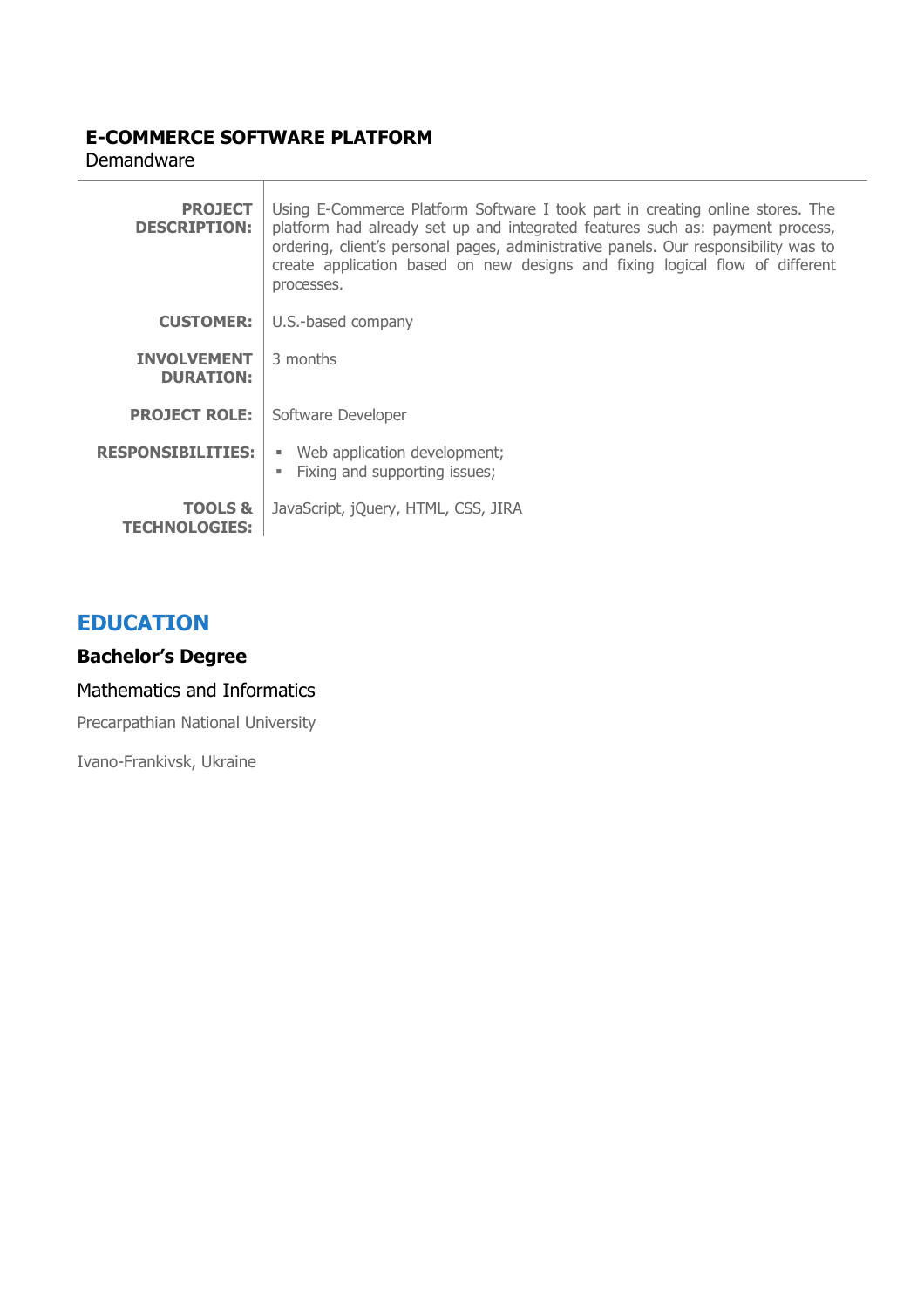### E-COMMERCE SOFTWARE PLATFORM

Demandware

| | |
|---|---|
| **PROJECT DESCRIPTION:** | Using E-Commerce Platform Software I took part in creating online stores. The platform had already set up and integrated features such as: payment process, ordering, client's personal pages, administrative panels. Our responsibility was to create application based on new designs and fixing logical flow of different processes. |
| **CUSTOMER:** | U.S.-based company |
| **INVOLVEMENT DURATION:** | 3 months |
| **PROJECT ROLE:** | Software Developer |
| **RESPONSIBILITIES:** | ▪ Web application development;<br>▪ Fixing and supporting issues; |
| **TOOLS & TECHNOLOGIES:** | JavaScript, jQuery, HTML, CSS, JIRA |

## EDUCATION

### Bachelor's Degree

Mathematics and Informatics

Precarpathian National University

Ivano-Frankivsk, Ukraine